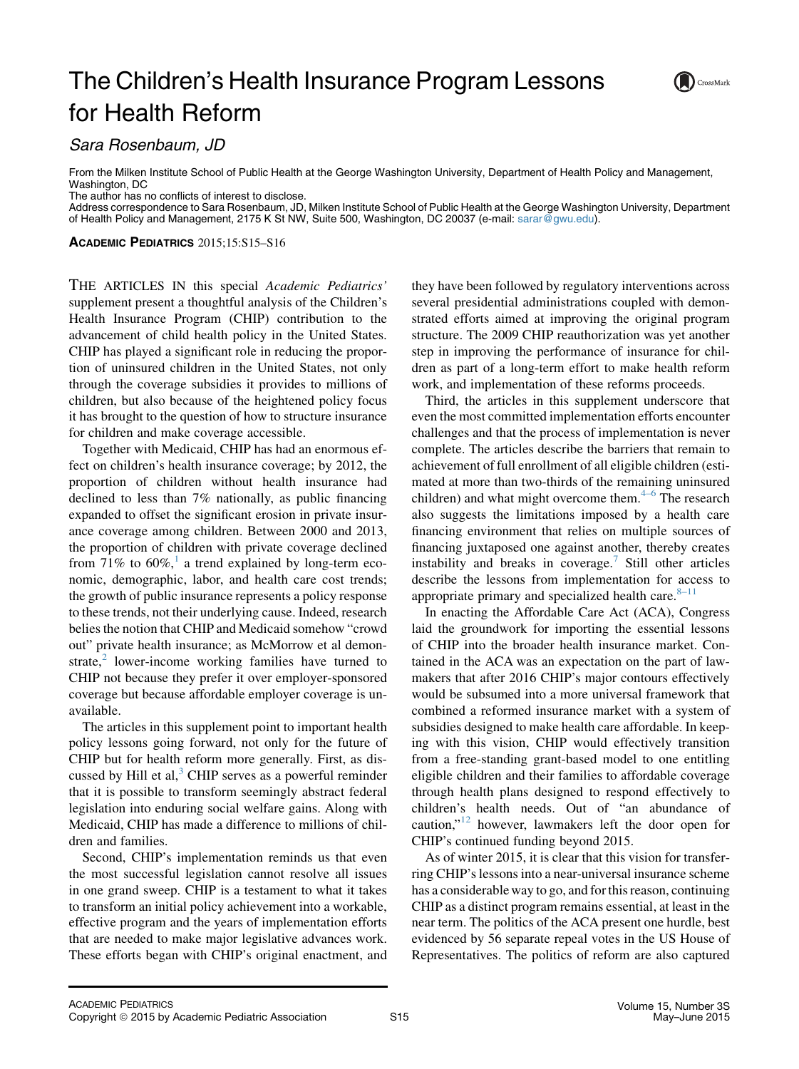# The Children's Health Insurance Program Lessons for Health Reform

*Sara Rosenbaum, JD*

From the Milken Institute School of Public Health at the George Washington University, Department of Health Policy and Management, Washington, DC

The author has no conflicts of interest to disclose.

Address correspondence to Sara Rosenbaum, JD, Milken Institute School of Public Health at the George Washington University, Department of Health Policy and Management, 2175 K St NW, Suite 500, Washington, DC 20037 (e-mail: sarar@gwu.edu).

**ACADEMIC PEDIATRICS** 2015;15:S15–S16

THE ARTICLES IN this special *Academic Pediatrics'* supplement present a thoughtful analysis of the Children's Health Insurance Program (CHIP) contribution to the advancement of child health policy in the United States. CHIP has played a significant role in reducing the proportion of uninsured children in the United States, not only through the coverage subsidies it provides to millions of children, but also because of the heightened policy focus it has brought to the question of how to structure insurance for children and make coverage accessible.

Together with Medicaid, CHIP has had an enormous effect on children's health insurance coverage; by 2012, the proportion of children without health insurance had declined to less than 7% nationally, as public financing expanded to offset the significant erosion in private insurance coverage among children. Between 2000 and 2013, the proportion of children with private coverage declined from 71% to 60%,[1] a trend explained by long-term economic, demographic, labor, and health care cost trends; the growth of public insurance represents a policy response to these trends, not their underlying cause. Indeed, research belies the notion that CHIP and Medicaid somehow "crowd out" private health insurance; as McMorrow et al demonstrate,[2] lower-income working families have turned to CHIP not because they prefer it over employer-sponsored coverage but because affordable employer coverage is unavailable.

The articles in this supplement point to important health policy lessons going forward, not only for the future of CHIP but for health reform more generally. First, as discussed by Hill et al,[3] CHIP serves as a powerful reminder that it is possible to transform seemingly abstract federal legislation into enduring social welfare gains. Along with Medicaid, CHIP has made a difference to millions of children and families.

Second, CHIP's implementation reminds us that even the most successful legislation cannot resolve all issues in one grand sweep. CHIP is a testament to what it takes to transform an initial policy achievement into a workable, effective program and the years of implementation efforts that are needed to make major legislative advances work. These efforts began with CHIP's original enactment, and they have been followed by regulatory interventions across several presidential administrations coupled with demonstrated efforts aimed at improving the original program structure. The 2009 CHIP reauthorization was yet another step in improving the performance of insurance for children as part of a long-term effort to make health reform work, and implementation of these reforms proceeds.

Third, the articles in this supplement underscore that even the most committed implementation efforts encounter challenges and that the process of implementation is never complete. The articles describe the barriers that remain to achievement of full enrollment of all eligible children (estimated at more than two-thirds of the remaining uninsured children) and what might overcome them.[4–6] The research also suggests the limitations imposed by a health care financing environment that relies on multiple sources of financing juxtaposed one against another, thereby creates instability and breaks in coverage.[7] Still other articles describe the lessons from implementation for access to appropriate primary and specialized health care.[8–11]

In enacting the Affordable Care Act (ACA), Congress laid the groundwork for importing the essential lessons of CHIP into the broader health insurance market. Contained in the ACA was an expectation on the part of lawmakers that after 2016 CHIP's major contours effectively would be subsumed into a more universal framework that combined a reformed insurance market with a system of subsidies designed to make health care affordable. In keeping with this vision, CHIP would effectively transition from a free-standing grant-based model to one entitling eligible children and their families to affordable coverage through health plans designed to respond effectively to children's health needs. Out of "an abundance of caution,"[12] however, lawmakers left the door open for CHIP's continued funding beyond 2015.

As of winter 2015, it is clear that this vision for transferring CHIP's lessons into a near-universal insurance scheme has a considerable way to go, and for this reason, continuing CHIP as a distinct program remains essential, at least in the near term. The politics of the ACA present one hurdle, best evidenced by 56 separate repeal votes in the US House of Representatives. The politics of reform are also captured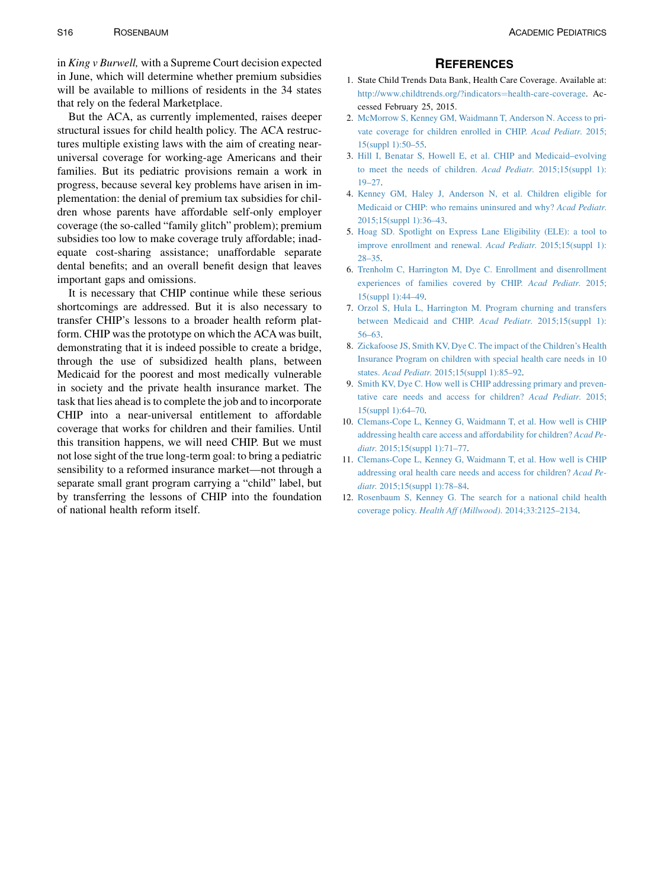in *King v Burwell,* with a Supreme Court decision expected in June, which will determine whether premium subsidies will be available to millions of residents in the 34 states that rely on the federal Marketplace.

But the ACA, as currently implemented, raises deeper structural issues for child health policy. The ACA restructures multiple existing laws with the aim of creating near-universal coverage for working-age Americans and their families. But its pediatric provisions remain a work in progress, because several key problems have arisen in implementation: the denial of premium tax subsidies for children whose parents have affordable self-only employer coverage (the so-called "family glitch" problem); premium subsidies too low to make coverage truly affordable; inadequate cost-sharing assistance; unaffordable separate dental benefits; and an overall benefit design that leaves important gaps and omissions.

It is necessary that CHIP continue while these serious shortcomings are addressed. But it is also necessary to transfer CHIP's lessons to a broader health reform platform. CHIP was the prototype on which the ACA was built, demonstrating that it is indeed possible to create a bridge, through the use of subsidized health plans, between Medicaid for the poorest and most medically vulnerable in society and the private health insurance market. The task that lies ahead is to complete the job and to incorporate CHIP into a near-universal entitlement to affordable coverage that works for children and their families. Until this transition happens, we will need CHIP. But we must not lose sight of the true long-term goal: to bring a pediatric sensibility to a reformed insurance market—not through a separate small grant program carrying a "child" label, but by transferring the lessons of CHIP into the foundation of national health reform itself.

## References

1. State Child Trends Data Bank, Health Care Coverage. Available at: http://www.childtrends.org/?indicators=health-care-coverage. Accessed February 25, 2015.
2. McMorrow S, Kenney GM, Waidmann T, Anderson N. Access to private coverage for children enrolled in CHIP. *Acad Pediatr.* 2015;15(suppl 1):50–55.
3. Hill I, Benatar S, Howell E, et al. CHIP and Medicaid–evolving to meet the needs of children. *Acad Pediatr.* 2015;15(suppl 1):19–27.
4. Kenney GM, Haley J, Anderson N, et al. Children eligible for Medicaid or CHIP: who remains uninsured and why? *Acad Pediatr.* 2015;15(suppl 1):36–43.
5. Hoag SD. Spotlight on Express Lane Eligibility (ELE): a tool to improve enrollment and renewal. *Acad Pediatr.* 2015;15(suppl 1):28–35.
6. Trenholm C, Harrington M, Dye C. Enrollment and disenrollment experiences of families covered by CHIP. *Acad Pediatr.* 2015;15(suppl 1):44–49.
7. Orzol S, Hula L, Harrington M. Program churning and transfers between Medicaid and CHIP. *Acad Pediatr.* 2015;15(suppl 1):56–63.
8. Zickafoose JS, Smith KV, Dye C. The impact of the Children's Health Insurance Program on children with special health care needs in 10 states. *Acad Pediatr.* 2015;15(suppl 1):85–92.
9. Smith KV, Dye C. How well is CHIP addressing primary and preventative care needs and access for children? *Acad Pediatr.* 2015;15(suppl 1):64–70.
10. Clemans-Cope L, Kenney G, Waidmann T, et al. How well is CHIP addressing health care access and affordability for children? *Acad Pediatr.* 2015;15(suppl 1):71–77.
11. Clemans-Cope L, Kenney G, Waidmann T, et al. How well is CHIP addressing oral health care needs and access for children? *Acad Pediatr.* 2015;15(suppl 1):78–84.
12. Rosenbaum S, Kenney G. The search for a national child health coverage policy. *Health Aff (Millwood).* 2014;33:2125–2134.